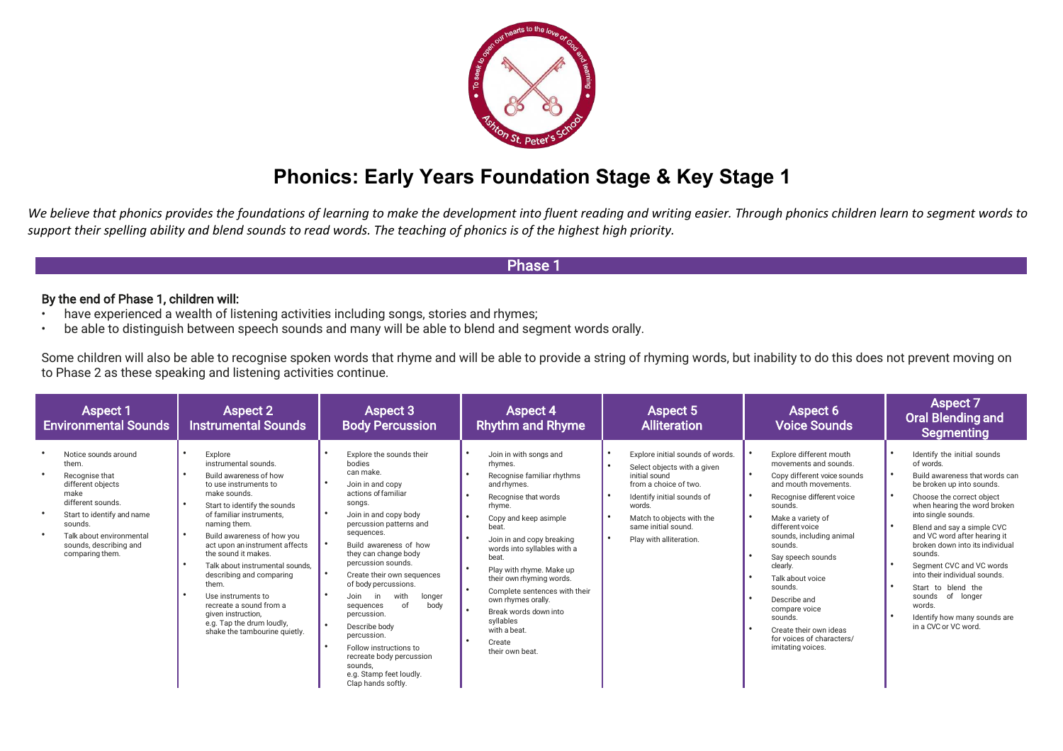# Phonics: Early Years Foundation Stage & Key Stage 1

*We believe that phonics provides the foundations of learning to make the development into fluent reading and writing easier. Through phonics children learn to segment words to support their spelling ability and blend sounds to read words. The teaching of phonics is of the highest high priority.*

## Phase 1

**By the end of Phase 1, children will:**

- have experienced a wealth of listening activities including songs, stories and rhymes;
- be able to distinguish between speech sounds and many will be able to blend and segment words orally.

Some children will also be able to recognise spoken words that rhyme and will be able to provide a string of rhyming words, but inability to do this does not prevent moving on to Phase 2 as these speaking and listening activities continue.

| Aspect 1 Environmental Sounds | Aspect 2 Instrumental Sounds | Aspect 3 Body Percussion | Aspect 4 Rhythm and Rhyme | Aspect 5 Alliteration | Aspect 6 Voice Sounds | Aspect 7 Oral Blending and Segmenting |
|---|---|---|---|---|---|---|
| • Notice sounds around them.<br>• Recognise that different objects make different sounds.<br>• Start to identify and name sounds.<br>• Talk about environmental sounds, describing and comparing them. | • Explore instrumental sounds.<br>• Build awareness of how to use instruments to make sounds.<br>• Start to identify the sounds of familiar instruments, naming them.<br>• Build awareness of how you act upon an instrument affects the sound it makes.<br>• Talk about instrumental sounds, describing and comparing them.<br>• Use instruments to recreate a sound from a given instruction, e.g. Tap the drum loudly, shake the tambourine quietly. | • Explore the sounds their bodies can make.<br>• Join in and copy actions of familiar songs.<br>• Join in and copy body percussion patterns and sequences.<br>• Build awareness of how they can change body percussion sounds.<br>• Create their own sequences of body percussions.<br>• Join in with longer sequences of body percussion.<br>• Describe body percussion.<br>• Follow instructions to recreate body percussion sounds, e.g. Stamp feet loudly. Clap hands softly. | • Join in with songs and rhymes.<br>• Recognise familiar rhythms and rhymes.<br>• Recognise that words rhyme.<br>• Copy and keep a simple beat.<br>• Join in and copy breaking words into syllables with a beat.<br>• Play with rhyme. Make up their own rhyming words.<br>• Complete sentences with their own rhymes orally.<br>• Break words down into syllables with a beat.<br>• Create their own beat. | • Explore initial sounds of words.<br>• Select objects with a given initial sound from a choice of two.<br>• Identify initial sounds of words.<br>• Match to objects with the same initial sound.<br>• Play with alliteration. | • Explore different mouth movements and sounds.<br>• Copy different voice sounds and mouth movements.<br>• Recognise different voice sounds.<br>• Make a variety of different voice sounds, including animal sounds.<br>• Say speech sounds clearly.<br>• Talk about voice sounds.<br>• Describe and compare voice sounds.<br>• Create their own ideas for voices of characters/ imitating voices. | • Identify the initial sounds of words.<br>• Build awareness that words can be broken up into sounds.<br>• Choose the correct object when hearing the word broken into single sounds.<br>• Blend and say a simple CVC and VC word after hearing it broken down into its individual sounds.<br>• Segment CVC and VC words into their individual sounds.<br>• Start to blend the sounds of longer words.<br>• Identify how many sounds are in a CVC or VC word. |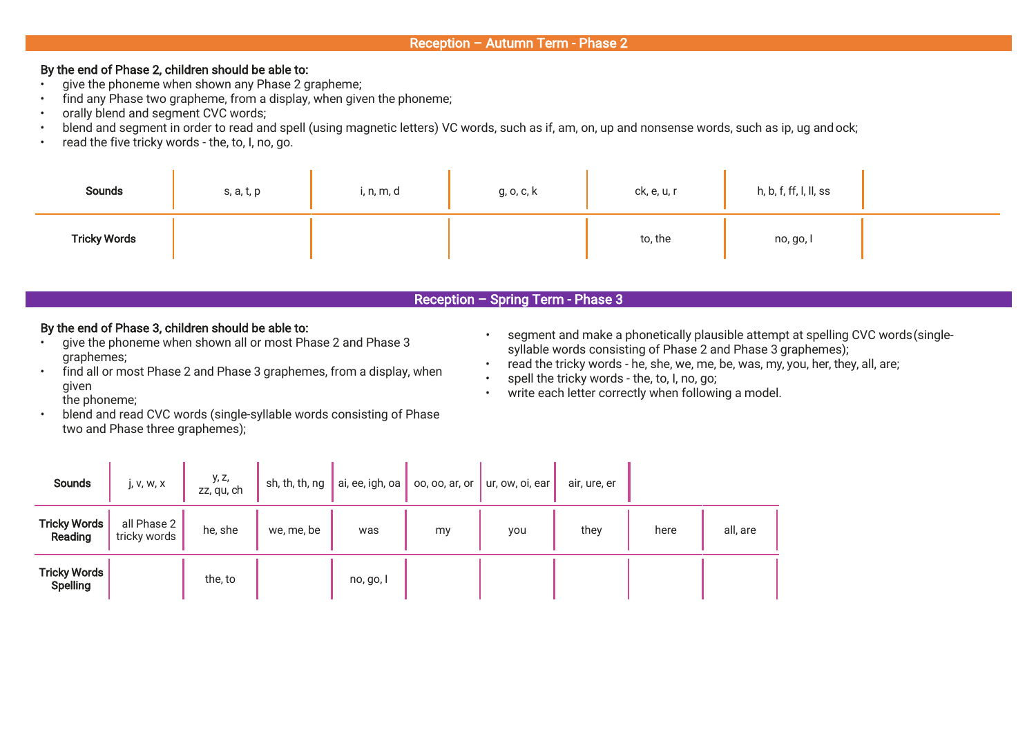## Reception – Autumn Term - Phase 2

**By the end of Phase 2, children should be able to:**

- give the phoneme when shown any Phase 2 grapheme;
- find any Phase two grapheme, from a display, when given the phoneme;
- orally blend and segment CVC words;
- blend and segment in order to read and spell (using magnetic letters) VC words, such as if, am, on, up and nonsense words, such as ip, ug and ock;
- read the five tricky words - the, to, I, no, go.

| **Sounds** | s, a, t, p | i, n, m, d | g, o, c, k | ck, e, u, r | h, b, f, ff, l, ll, ss |
|---|---|---|---|---|---|
| **Tricky Words** | | | | to, the | no, go, I |

## Reception – Spring Term - Phase 3

**By the end of Phase 3, children should be able to:**

- give the phoneme when shown all or most Phase 2 and Phase 3 graphemes;
- find all or most Phase 2 and Phase 3 graphemes, from a display, when given the phoneme;
- blend and read CVC words (single-syllable words consisting of Phase two and Phase three graphemes);
- segment and make a phonetically plausible attempt at spelling CVC words (single-syllable words consisting of Phase 2 and Phase 3 graphemes);
- read the tricky words - he, she, we, me, be, was, my, you, her, they, all, are;
- spell the tricky words - the, to, I, no, go;
- write each letter correctly when following a model.

| **Sounds** | j, v, w, x | y, z, zz, qu, ch | sh, th, th, ng | ai, ee, igh, oa | oo, oo, ar, or | ur, ow, oi, ear | air, ure, er | | |
|---|---|---|---|---|---|---|---|---|---|
| **Tricky Words Reading** | all Phase 2 tricky words | he, she | we, me, be | was | my | you | they | here | all, are |
| **Tricky Words Spelling** | | the, to | | no, go, I | | | | | |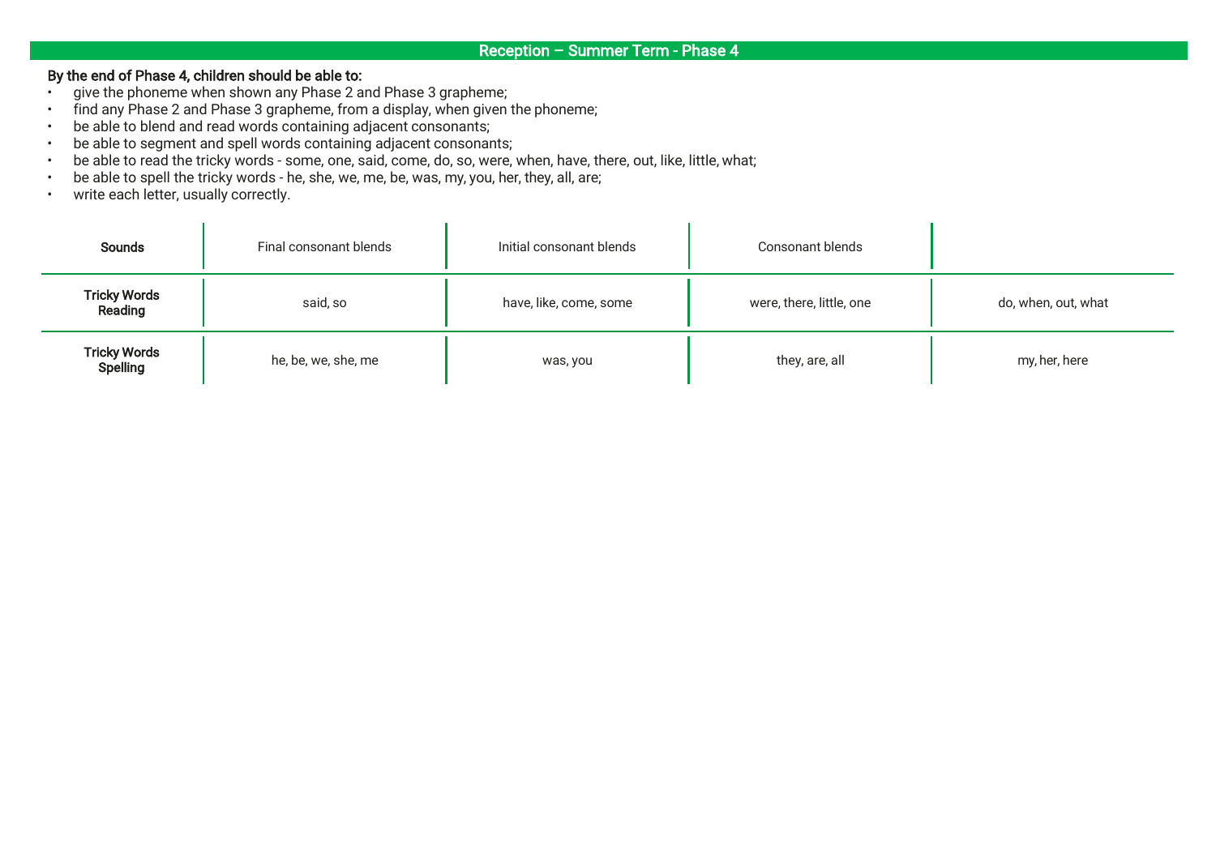# Reception – Summer Term - Phase 4

**By the end of Phase 4, children should be able to:**

- give the phoneme when shown any Phase 2 and Phase 3 grapheme;
- find any Phase 2 and Phase 3 grapheme, from a display, when given the phoneme;
- be able to blend and read words containing adjacent consonants;
- be able to segment and spell words containing adjacent consonants;
- be able to read the tricky words - some, one, said, come, do, so, were, when, have, there, out, like, little, what;
- be able to spell the tricky words - he, she, we, me, be, was, my, you, her, they, all, are;
- write each letter, usually correctly.

| **Sounds** | Final consonant blends | Initial consonant blends | Consonant blends | |
|---|---|---|---|---|
| **Tricky Words Reading** | said, so | have, like, come, some | were, there, little, one | do, when, out, what |
| **Tricky Words Spelling** | he, be, we, she, me | was, you | they, are, all | my, her, here |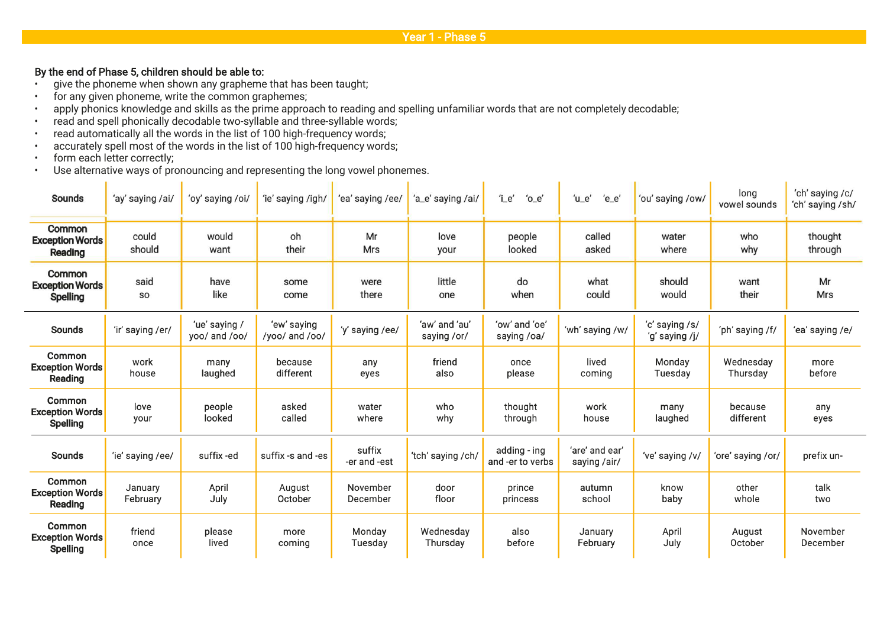## Year 1 - Phase 5

**By the end of Phase 5, children should be able to:**

- give the phoneme when shown any grapheme that has been taught;
- for any given phoneme, write the common graphemes;
- apply phonics knowledge and skills as the prime approach to reading and spelling unfamiliar words that are not completely decodable;
- read and spell phonically decodable two-syllable and three-syllable words;
- read automatically all the words in the list of 100 high-frequency words;
- accurately spell most of the words in the list of 100 high-frequency words;
- form each letter correctly;
- Use alternative ways of pronouncing and representing the long vowel phonemes.

| Sounds | 'ay' saying /ai/ | 'oy' saying /oi/ | 'ie' saying /igh/ | 'ea' saying /ee/ | 'a_e' saying /ai/ | 'i_e' 'o_e' | 'u_e' 'e_e' | 'ou' saying /ow/ | long vowel sounds | 'ch' saying /c/ 'ch' saying /sh/ |
|---|---|---|---|---|---|---|---|---|---|---|
| Common Exception Words Reading | could should | would want | oh their | Mr Mrs | love your | people looked | called asked | water where | who why | thought through |
| Common Exception Words Spelling | said so | have like | some come | were there | little one | do when | what could | should would | want their | Mr Mrs |

| Sounds | 'ir' saying /er/ | 'ue' saying / yoo/ and /oo/ | 'ew' saying /yoo/ and /oo/ | 'y' saying /ee/ | 'aw' and 'au' saying /or/ | 'ow' and 'oe' saying /oa/ | 'wh' saying /w/ | 'c' saying /s/ 'g' saying /j/ | 'ph' saying /f/ | 'ea' saying /e/ |
|---|---|---|---|---|---|---|---|---|---|---|
| Common Exception Words Reading | work house | many laughed | because different | any eyes | friend also | once please | lived coming | Monday Tuesday | Wednesday Thursday | more before |
| Common Exception Words Spelling | love your | people looked | asked called | water where | who why | thought through | work house | many laughed | because different | any eyes |

| Sounds | 'ie' saying /ee/ | suffix -ed | suffix -s and -es | suffix -er and -est | 'tch' saying /ch/ | adding - ing and -er to verbs | 'are' and ear' saying /air/ | 've' saying /v/ | 'ore' saying /or/ | prefix un- |
|---|---|---|---|---|---|---|---|---|---|---|
| Common Exception Words Reading | January February | April July | August October | November December | door floor | prince princess | autumn school | know baby | other whole | talk two |
| Common Exception Words Spelling | friend once | please lived | more coming | Monday Tuesday | Wednesday Thursday | also before | January February | April July | August October | November December |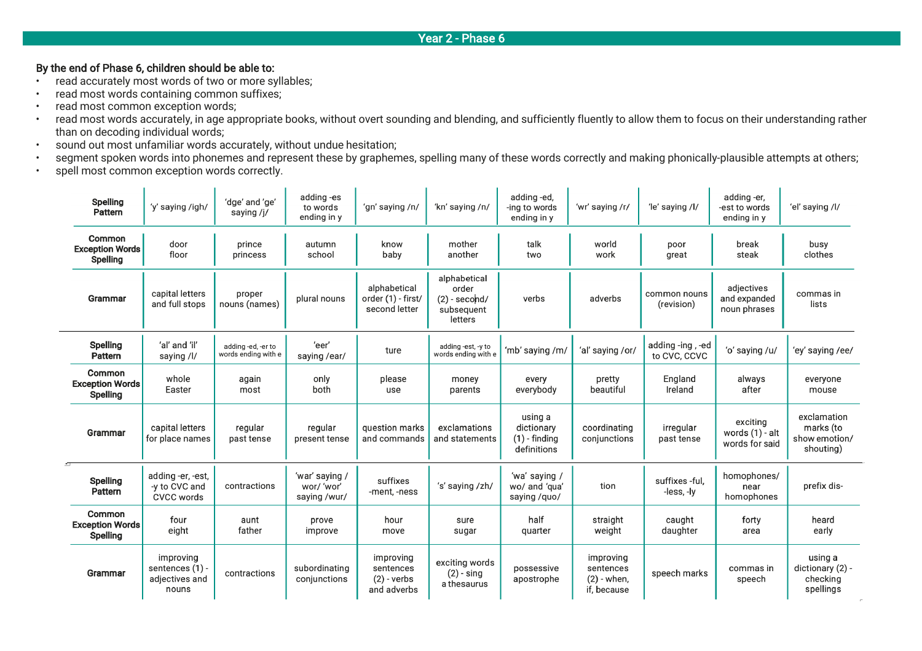## Year 2 - Phase 6

**By the end of Phase 6, children should be able to:**

- read accurately most words of two or more syllables;
- read most words containing common suffixes;
- read most common exception words;
- read most words accurately, in age appropriate books, without overt sounding and blending, and sufficiently fluently to allow them to focus on their understanding rather than on decoding individual words;
- sound out most unfamiliar words accurately, without undue hesitation;
- segment spoken words into phonemes and represent these by graphemes, spelling many of these words correctly and making phonically-plausible attempts at others;
- spell most common exception words correctly.

| | | | | | | | | | | |
|---|---|---|---|---|---|---|---|---|---|---|
| **Spelling Pattern** | 'y' saying /igh/ | 'dge' and 'ge' saying /j/ | adding -es to words ending in y | 'gn' saying /n/ | 'kn' saying /n/ | adding -ed, -ing to words ending in y | 'wr' saying /r/ | 'le' saying /l/ | adding -er, -est to words ending in y | 'el' saying /l/ |
| **Common Exception Words Spelling** | door floor | prince princess | autumn school | know baby | mother another | talk two | world work | poor great | break steak | busy clothes |
| **Grammar** | capital letters and full stops | proper nouns (names) | plural nouns | alphabetical order (1) - first/ second letter | alphabetical order (2) - second/ subsequent letters | verbs | adverbs | common nouns (revision) | adjectives and expanded noun phrases | commas in lists |
| **Spelling Pattern** | 'al' and 'il' saying /l/ | adding -ed, -er to words ending with e | 'eer' saying /ear/ | ture | adding -est, -y to words ending with e | 'mb' saying /m/ | 'al' saying /or/ | adding -ing , -ed to CVC, CCVC | 'o' saying /u/ | 'ey' saying /ee/ |
| **Common Exception Words Spelling** | whole Easter | again most | only both | please use | money parents | every everybody | pretty beautiful | England Ireland | always after | everyone mouse |
| **Grammar** | capital letters for place names | regular past tense | regular present tense | question marks and commands | exclamations and statements | using a dictionary (1) - finding definitions | coordinating conjunctions | irregular past tense | exciting words (1) - alt words for said | exclamation marks (to show emotion/ shouting) |
| **Spelling Pattern** | adding -er, -est, -y to CVC and CVCC words | contractions | 'war' saying / wor/ 'wor' saying /wur/ | suffixes -ment, -ness | 's' saying /zh/ | 'wa' saying / wo/ and 'qua' saying /quo/ | tion | suffixes -ful, -less, -ly | homophones/ near homophones | prefix dis- |
| **Common Exception Words Spelling** | four eight | aunt father | prove improve | hour move | sure sugar | half quarter | straight weight | caught daughter | forty area | heard early |
| **Grammar** | improving sentences (1) - adjectives and nouns | contractions | subordinating conjunctions | improving sentences (2) - verbs and adverbs | exciting words (2) - sing a thesaurus | possessive apostrophe | improving sentences (2) - when, if, because | speech marks | commas in speech | using a dictionary (2) - checking spellings |